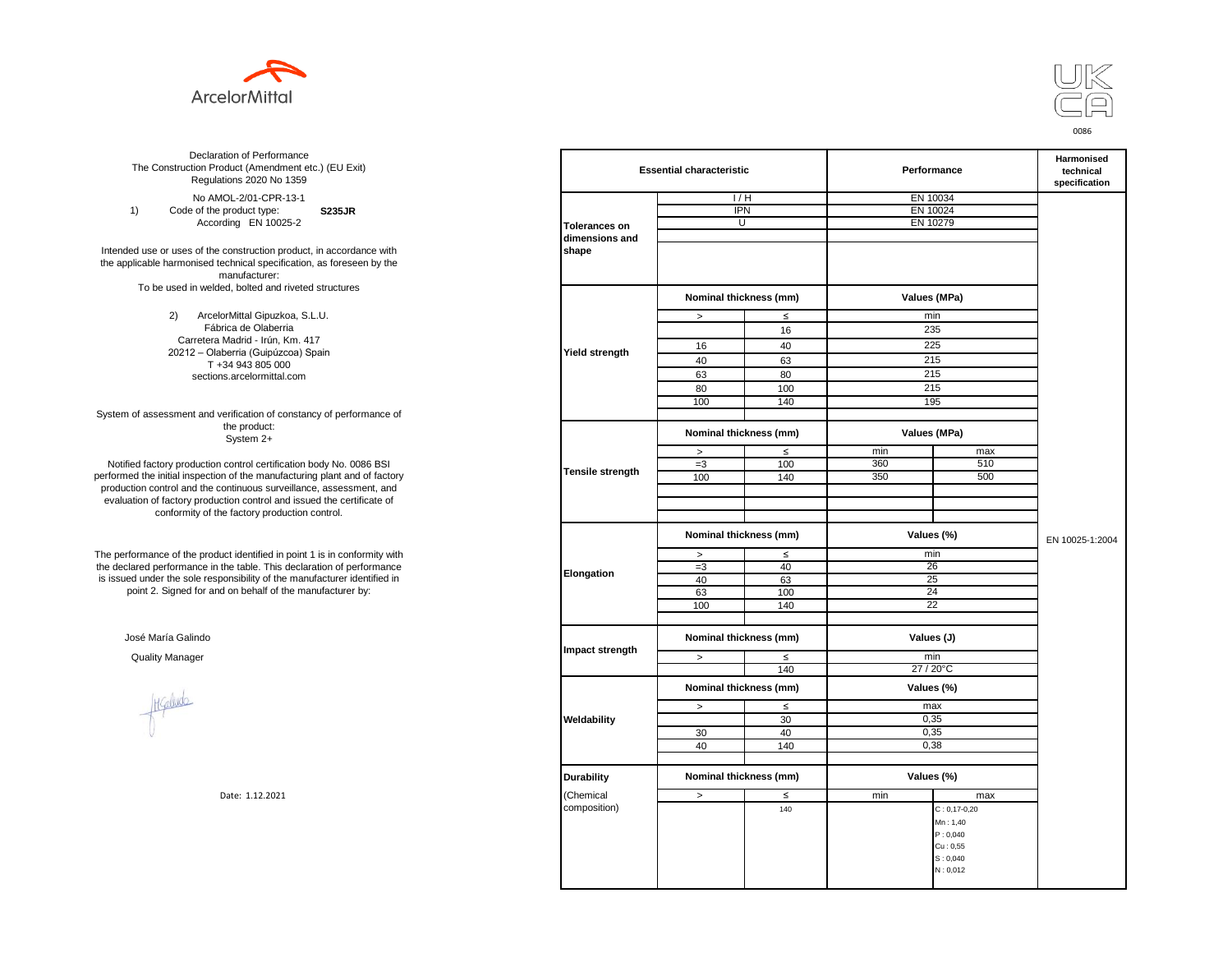ArcelorMittal

UK CA

0086

Declaration of Performance
The Construction Product (Amendment etc.) (EU Exit)
Regulations 2020 No 1359

No AMOL-2/01-CPR-13-1

1) Code of the product type: **S235JR**
According EN 10025-2

Intended use or uses of the construction product, in accordance with the applicable harmonised technical specification, as foreseen by the manufacturer:
To be used in welded, bolted and riveted structures

2) ArcelorMittal Gipuzkoa, S.L.U.
Fábrica de Olaberria
Carretera Madrid - Irún, Km. 417
20212 – Olaberria (Guipúzcoa) Spain
T +34 943 805 000
sections.arcelormittal.com

System of assessment and verification of constancy of performance of the product:
System 2+

Notified factory production control certification body No. 0086 BSI performed the initial inspection of the manufacturing plant and of factory production control and the continuous surveillance, assessment, and evaluation of factory production control and issued the certificate of conformity of the factory production control.

The performance of the product identified in point 1 is in conformity with the declared performance in the table. This declaration of performance is issued under the sole responsibility of the manufacturer identified in point 2. Signed for and on behalf of the manufacturer by:

José María Galindo

Quality Manager

Date: 1.12.2021

| Essential characteristic | | | Performance | | Harmonised technical specification |
|---|---|---|---|---|---|
| Tolerances on dimensions and shape | I / H | | EN 10034 | | EN 10025-1:2004 |
| | IPN | | EN 10024 | | |
| | U | | EN 10279 | | |
| Yield strength | Nominal thickness (mm) | | Values (MPa) | | |
| | > | ≤ | min | | |
| | | 16 | 235 | | |
| | 16 | 40 | 225 | | |
| | 40 | 63 | 215 | | |
| | 63 | 80 | 215 | | |
| | 80 | 100 | 215 | | |
| | 100 | 140 | 195 | | |
| Tensile strength | Nominal thickness (mm) | | Values (MPa) | | |
| | > | ≤ | min | max | |
| | =3 | 100 | 360 | 510 | |
| | 100 | 140 | 350 | 500 | |
| Elongation | Nominal thickness (mm) | | Values (%) | | |
| | > | ≤ | min | | |
| | =3 | 40 | 26 | | |
| | 40 | 63 | 25 | | |
| | 63 | 100 | 24 | | |
| | 100 | 140 | 22 | | |
| Impact strength | Nominal thickness (mm) | | Values (J) | | |
| | > | ≤ | min | | |
| | | 140 | 27 / 20°C | | |
| Weldability | Nominal thickness (mm) | | Values (%) | | |
| | > | ≤ | max | | |
| | | 30 | 0,35 | | |
| | 30 | 40 | 0,35 | | |
| | 40 | 140 | 0,38 | | |
| Durability (Chemical composition) | Nominal thickness (mm) | | Values (%) | | |
| | > | ≤ | min | max | |
| | | 140 | | C : 0,17-0,20<br>Mn : 1,40<br>P : 0,040<br>Cu : 0,55<br>S : 0,040<br>N : 0,012 | |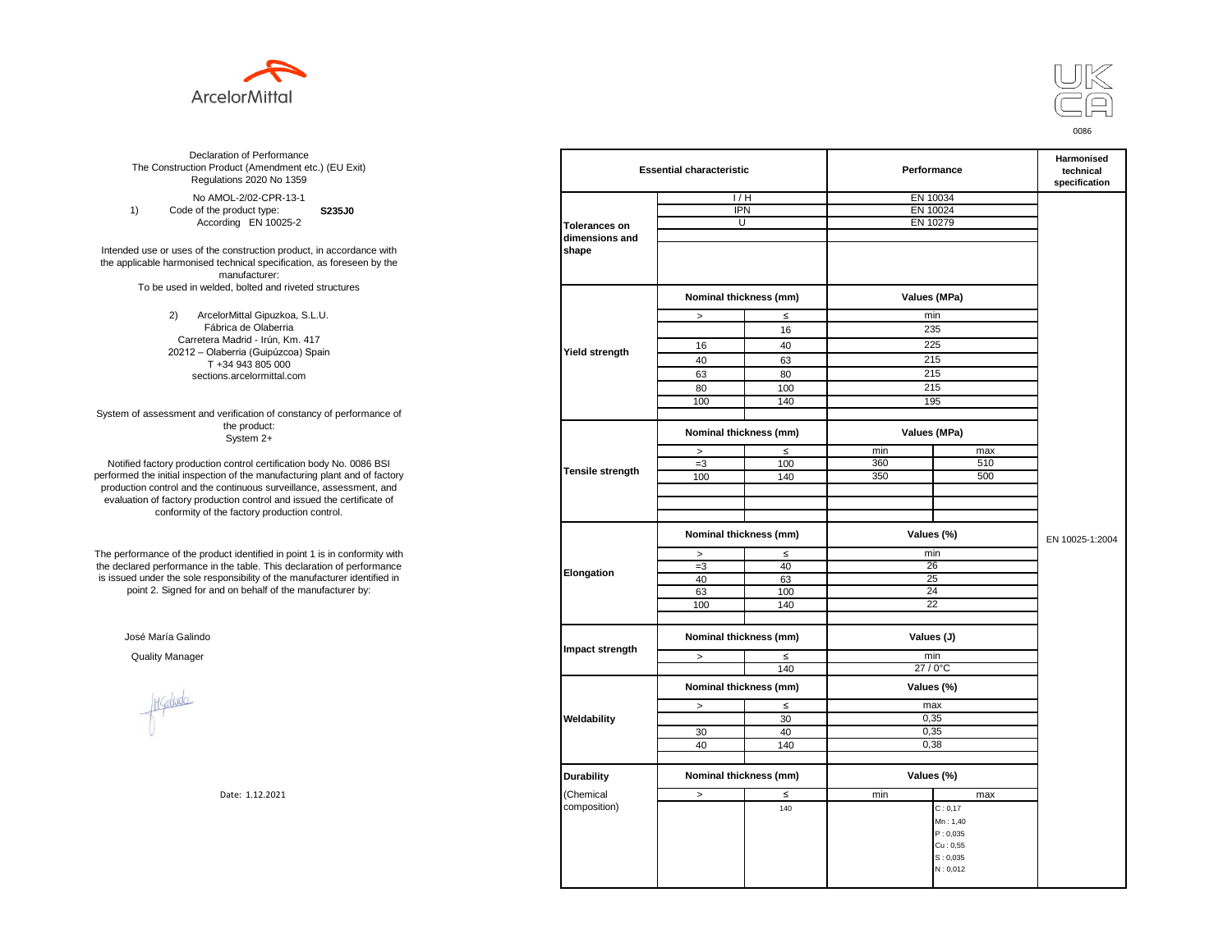ArcelorMittal

UK CA

0086

Declaration of Performance
The Construction Product (Amendment etc.) (EU Exit) Regulations 2020 No 1359

No AMOL-2/02-CPR-13-1

1) Code of the product type: **S235J0**
According EN 10025-2

Intended use or uses of the construction product, in accordance with the applicable harmonised technical specification, as foreseen by the manufacturer:
To be used in welded, bolted and riveted structures

2) ArcelorMittal Gipuzkoa, S.L.U.
Fábrica de Olaberria
Carretera Madrid - Irún, Km. 417
20212 – Olaberria (Guipúzcoa) Spain
T +34 943 805 000
sections.arcelormittal.com

System of assessment and verification of constancy of performance of the product:
System 2+

Notified factory production control certification body No. 0086 BSI performed the initial inspection of the manufacturing plant and of factory production control and the continuous surveillance, assessment, and evaluation of factory production control and issued the certificate of conformity of the factory production control.

The performance of the product identified in point 1 is in conformity with the declared performance in the table. This declaration of performance is issued under the sole responsibility of the manufacturer identified in point 2. Signed for and on behalf of the manufacturer by:

José María Galindo

Quality Manager

Date: 1.12.2021

| Essential characteristic | | | Performance | | Harmonised technical specification |
|---|---|---|---|---|---|
| Tolerances on dimensions and shape | I / H | | EN 10034 | | EN 10025-1:2004 |
| | IPN | | EN 10024 | | |
| | U | | EN 10279 | | |
| Yield strength | Nominal thickness (mm) | | Values (MPa) | | |
| | > | ≤ | min | | |
| | | 16 | 235 | | |
| | 16 | 40 | 225 | | |
| | 40 | 63 | 215 | | |
| | 63 | 80 | 215 | | |
| | 80 | 100 | 215 | | |
| | 100 | 140 | 195 | | |
| Tensile strength | Nominal thickness (mm) | | Values (MPa) | | |
| | > | ≤ | min | max | |
| | =3 | 100 | 360 | 510 | |
| | 100 | 140 | 350 | 500 | |
| Elongation | Nominal thickness (mm) | | Values (%) | | |
| | > | ≤ | min | | |
| | =3 | 40 | 26 | | |
| | 40 | 63 | 25 | | |
| | 63 | 100 | 24 | | |
| | 100 | 140 | 22 | | |
| Impact strength | Nominal thickness (mm) | | Values (J) | | |
| | > | ≤ | min | | |
| | | 140 | 27 / 0°C | | |
| Weldability | Nominal thickness (mm) | | Values (%) | | |
| | > | ≤ | max | | |
| | | 30 | 0,35 | | |
| | 30 | 40 | 0,35 | | |
| | 40 | 140 | 0,38 | | |
| Durability (Chemical composition) | Nominal thickness (mm) | | Values (%) | | |
| | > | ≤ | min | max | |
| | | 140 | | C : 0,17<br>Mn : 1,40<br>P : 0,035<br>Cu : 0,55<br>S : 0,035<br>N : 0,012 | |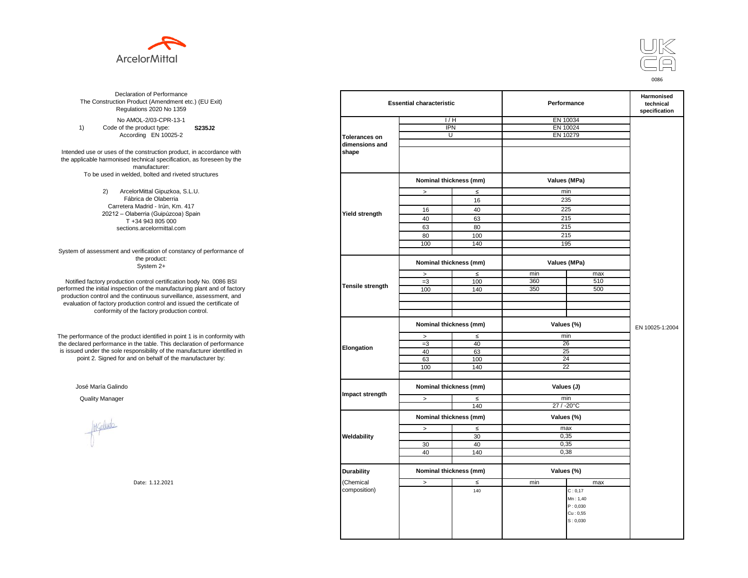ArcelorMittal

UK CA

0086

Declaration of Performance
The Construction Product (Amendment etc.) (EU Exit) Regulations 2020 No 1359

No AMOL-2/03-CPR-13-1

1) Code of the product type: **S235J2**
According EN 10025-2

Intended use or uses of the construction product, in accordance with the applicable harmonised technical specification, as foreseen by the manufacturer:
To be used in welded, bolted and riveted structures

2) ArcelorMittal Gipuzkoa, S.L.U.
Fábrica de Olaberria
Carretera Madrid - Irún, Km. 417
20212 – Olaberria (Guipúzcoa) Spain
T +34 943 805 000
sections.arcelormittal.com

System of assessment and verification of constancy of performance of the product:
System 2+

Notified factory production control certification body No. 0086 BSI performed the initial inspection of the manufacturing plant and of factory production control and the continuous surveillance, assessment, and evaluation of factory production control and issued the certificate of conformity of the factory production control.

The performance of the product identified in point 1 is in conformity with the declared performance in the table. This declaration of performance is issued under the sole responsibility of the manufacturer identified in point 2. Signed for and on behalf of the manufacturer by:

José María Galindo

Quality Manager

Date: 1.12.2021

| Essential characteristic | | | Performance | | Harmonised technical specification |
|---|---|---|---|---|---|
| **Tolerances on dimensions and shape** | I / H | | EN 10034 | | EN 10025-1:2004 |
| | IPN | | EN 10024 | | |
| | U | | EN 10279 | | |
| **Yield strength** | **Nominal thickness (mm)** | | **Values (MPa)** | | |
| | > | ≤ | min | | |
| | | 16 | 235 | | |
| | 16 | 40 | 225 | | |
| | 40 | 63 | 215 | | |
| | 63 | 80 | 215 | | |
| | 80 | 100 | 215 | | |
| | 100 | 140 | 195 | | |
| **Tensile strength** | **Nominal thickness (mm)** | | **Values (MPa)** | | |
| | > | ≤ | min | max | |
| | =3 | 100 | 360 | 510 | |
| | 100 | 140 | 350 | 500 | |
| **Elongation** | **Nominal thickness (mm)** | | **Values (%)** | | |
| | > | ≤ | min | | |
| | =3 | 40 | 26 | | |
| | 40 | 63 | 25 | | |
| | 63 | 100 | 24 | | |
| | 100 | 140 | 22 | | |
| **Impact strength** | **Nominal thickness (mm)** | | **Values (J)** | | |
| | > | ≤ | min | | |
| | | 140 | 27 / -20°C | | |
| **Weldability** | **Nominal thickness (mm)** | | **Values (%)** | | |
| | > | ≤ | max | | |
| | | 30 | 0,35 | | |
| | 30 | 40 | 0,35 | | |
| | 40 | 140 | 0,38 | | |
| **Durability** (Chemical composition) | **Nominal thickness (mm)** | | **Values (%)** | | |
| | > | ≤ | min | max | |
| | | 140 | | C : 0,17<br>Mn : 1,40<br>P : 0,030<br>Cu : 0,55<br>S : 0,030 | |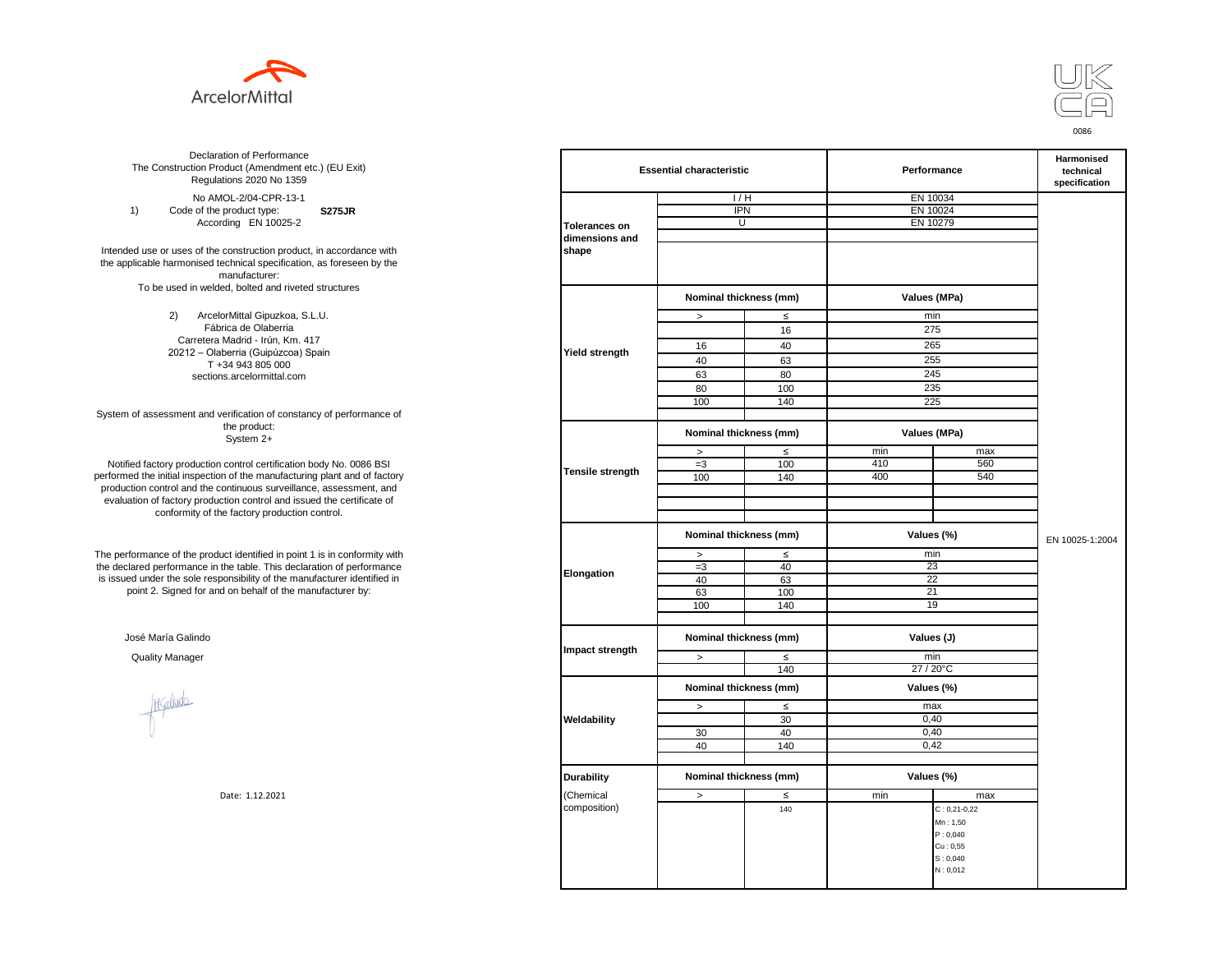ArcelorMittal

UK CA

0086

Declaration of Performance
The Construction Product (Amendment etc.) (EU Exit) Regulations 2020 No 1359

No AMOL-2/04-CPR-13-1

1) Code of the product type: **S275JR**
According EN 10025-2

Intended use or uses of the construction product, in accordance with the applicable harmonised technical specification, as foreseen by the manufacturer:
To be used in welded, bolted and riveted structures

2) ArcelorMittal Gipuzkoa, S.L.U.
Fábrica de Olaberria
Carretera Madrid - Irún, Km. 417
20212 – Olaberria (Guipúzcoa) Spain
T +34 943 805 000
sections.arcelormittal.com

System of assessment and verification of constancy of performance of the product:
System 2+

Notified factory production control certification body No. 0086 BSI performed the initial inspection of the manufacturing plant and of factory production control and the continuous surveillance, assessment, and evaluation of factory production control and issued the certificate of conformity of the factory production control.

The performance of the product identified in point 1 is in conformity with the declared performance in the table. This declaration of performance is issued under the sole responsibility of the manufacturer identified in point 2. Signed for and on behalf of the manufacturer by:

José María Galindo

Quality Manager

Date: 1.12.2021

| Essential characteristic | | | Performance | | Harmonised technical specification |
|---|---|---|---|---|---|
| Tolerances on dimensions and shape | I / H | | EN 10034 | | EN 10025-1:2004 |
| | IPN | | EN 10024 | | |
| | U | | EN 10279 | | |
| Yield strength | Nominal thickness (mm) | | Values (MPa) | | |
| | > | ≤ | min | | |
| | | 16 | 275 | | |
| | 16 | 40 | 265 | | |
| | 40 | 63 | 255 | | |
| | 63 | 80 | 245 | | |
| | 80 | 100 | 235 | | |
| | 100 | 140 | 225 | | |
| Tensile strength | Nominal thickness (mm) | | Values (MPa) | | |
| | > | ≤ | min | max | |
| | =3 | 100 | 410 | 560 | |
| | 100 | 140 | 400 | 540 | |
| Elongation | Nominal thickness (mm) | | Values (%) | | |
| | > | ≤ | min | | |
| | =3 | 40 | 23 | | |
| | 40 | 63 | 22 | | |
| | 63 | 100 | 21 | | |
| | 100 | 140 | 19 | | |
| Impact strength | Nominal thickness (mm) | | Values (J) | | |
| | > | ≤ | min | | |
| | | 140 | 27 / 20°C | | |
| Weldability | Nominal thickness (mm) | | Values (%) | | |
| | > | ≤ | max | | |
| | | 30 | 0,40 | | |
| | 30 | 40 | 0,40 | | |
| | 40 | 140 | 0,42 | | |
| Durability (Chemical composition) | Nominal thickness (mm) | | Values (%) | | |
| | > | ≤ | min | max | |
| | | 140 | | C : 0,21-0,22<br>Mn : 1,50<br>P : 0,040<br>Cu : 0,55<br>S : 0,040<br>N : 0,012 | |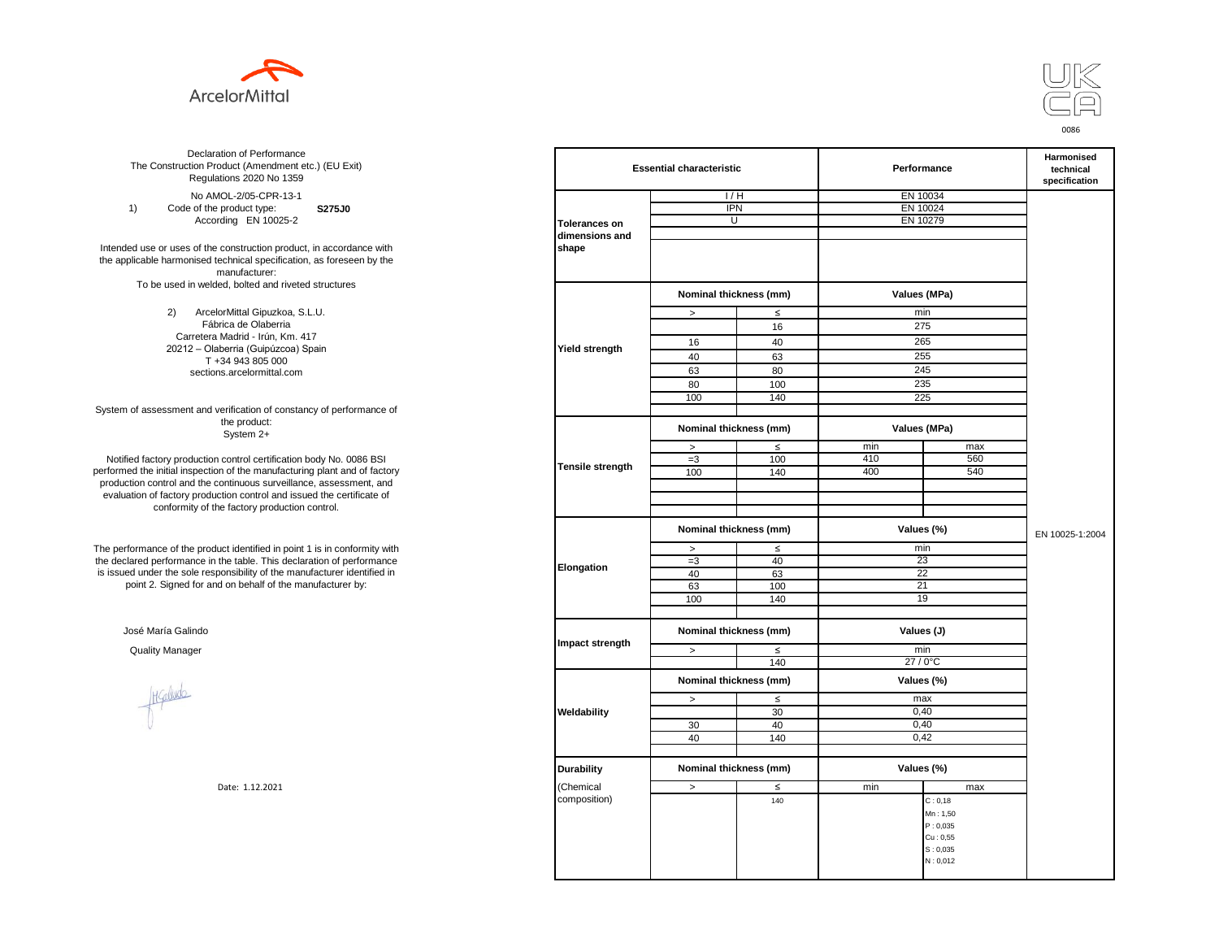ArcelorMittal

UK CA
0086

Declaration of Performance
The Construction Product (Amendment etc.) (EU Exit) Regulations 2020 No 1359

No AMOL-2/05-CPR-13-1

1) Code of the product type: **S275J0**
According EN 10025-2

Intended use or uses of the construction product, in accordance with the applicable harmonised technical specification, as foreseen by the manufacturer:
To be used in welded, bolted and riveted structures

2) ArcelorMittal Gipuzkoa, S.L.U.
Fábrica de Olaberria
Carretera Madrid - Irún, Km. 417
20212 – Olaberria (Guipúzcoa) Spain
T +34 943 805 000
sections.arcelormittal.com

System of assessment and verification of constancy of performance of the product:
System 2+

Notified factory production control certification body No. 0086 BSI performed the initial inspection of the manufacturing plant and of factory production control and the continuous surveillance, assessment, and evaluation of factory production control and issued the certificate of conformity of the factory production control.

The performance of the product identified in point 1 is in conformity with the declared performance in the table. This declaration of performance is issued under the sole responsibility of the manufacturer identified in point 2. Signed for and on behalf of the manufacturer by:

José María Galindo

Quality Manager

Date: 1.12.2021

| Essential characteristic | | | Performance | | Harmonised technical specification |
|---|---|---|---|---|---|
| Tolerances on dimensions and shape | I / H | | EN 10034 | | EN 10025-1:2004 |
| | IPN | | EN 10024 | | |
| | U | | EN 10279 | | |
| Yield strength | Nominal thickness (mm) | | Values (MPa) | | |
| | > | ≤ | min | | |
| | | 16 | 275 | | |
| | 16 | 40 | 265 | | |
| | 40 | 63 | 255 | | |
| | 63 | 80 | 245 | | |
| | 80 | 100 | 235 | | |
| | 100 | 140 | 225 | | |
| Tensile strength | Nominal thickness (mm) | | Values (MPa) | | |
| | > | ≤ | min | max | |
| | =3 | 100 | 410 | 560 | |
| | 100 | 140 | 400 | 540 | |
| Elongation | Nominal thickness (mm) | | Values (%) | | |
| | > | ≤ | min | | |
| | =3 | 40 | 23 | | |
| | 40 | 63 | 22 | | |
| | 63 | 100 | 21 | | |
| | 100 | 140 | 19 | | |
| Impact strength | Nominal thickness (mm) | | Values (J) | | |
| | > | ≤ | min | | |
| | | 140 | 27 / 0°C | | |
| Weldability | Nominal thickness (mm) | | Values (%) | | |
| | > | ≤ | max | | |
| | | 30 | 0,40 | | |
| | 30 | 40 | 0,40 | | |
| | 40 | 140 | 0,42 | | |
| Durability (Chemical composition) | Nominal thickness (mm) | | Values (%) | | |
| | > | ≤ | min | max | |
| | | 140 | | C : 0,18<br>Mn : 1,50<br>P : 0,035<br>Cu : 0,55<br>S : 0,035<br>N : 0,012 | |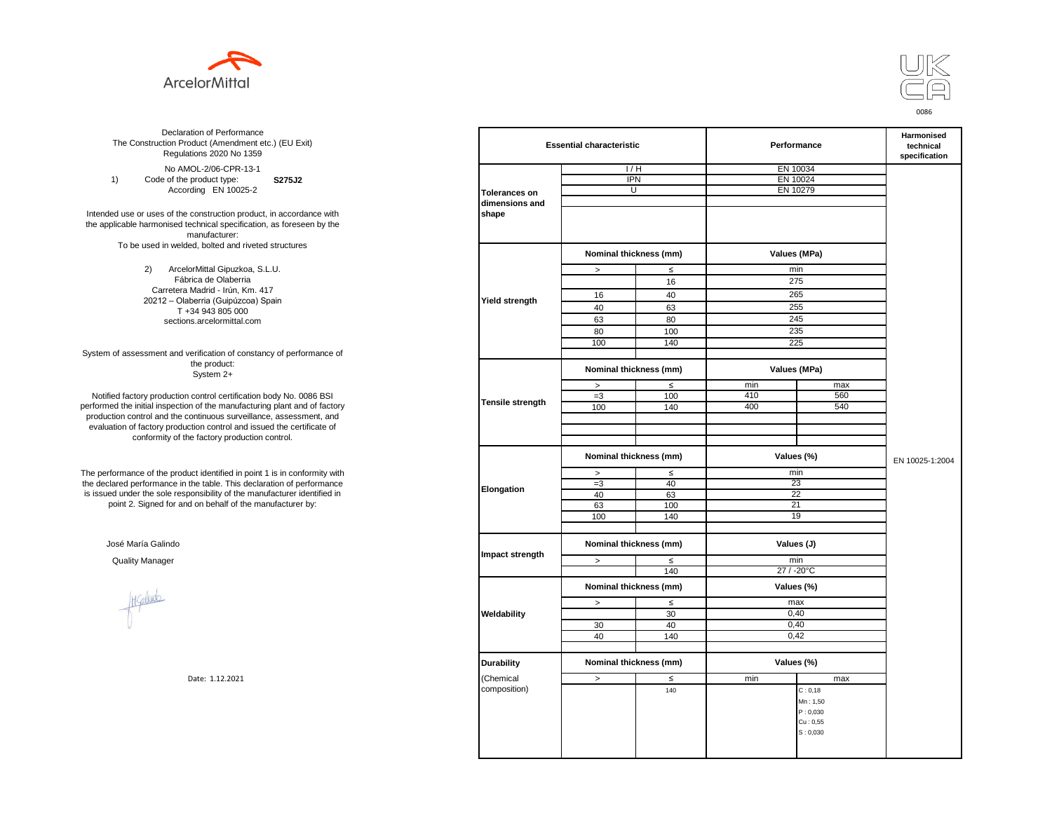ArcelorMittal

UK CA
0086

Declaration of Performance
The Construction Product (Amendment etc.) (EU Exit) Regulations 2020 No 1359

No AMOL-2/06-CPR-13-1

1) Code of the product type: **S275J2**
According EN 10025-2

Intended use or uses of the construction product, in accordance with the applicable harmonised technical specification, as foreseen by the manufacturer:
To be used in welded, bolted and riveted structures

2) ArcelorMittal Gipuzkoa, S.L.U.
Fábrica de Olaberria
Carretera Madrid - Irún, Km. 417
20212 – Olaberria (Guipúzcoa) Spain
T +34 943 805 000
sections.arcelormittal.com

System of assessment and verification of constancy of performance of the product:
System 2+

Notified factory production control certification body No. 0086 BSI performed the initial inspection of the manufacturing plant and of factory production control and the continuous surveillance, assessment, and evaluation of factory production control and issued the certificate of conformity of the factory production control.

The performance of the product identified in point 1 is in conformity with the declared performance in the table. This declaration of performance is issued under the sole responsibility of the manufacturer identified in point 2. Signed for and on behalf of the manufacturer by:

José María Galindo

Quality Manager

Date: 1.12.2021

| Essential characteristic | | | Performance | | Harmonised technical specification |
|---|---|---|---|---|---|
| **Tolerances on dimensions and shape** | I / H | | EN 10034 | | EN 10025-1:2004 |
| | IPN | | EN 10024 | | |
| | U | | EN 10279 | | |
| **Yield strength** | **Nominal thickness (mm)** | | **Values (MPa)** | | |
| | > | ≤ | min | | |
| | | 16 | 275 | | |
| | 16 | 40 | 265 | | |
| | 40 | 63 | 255 | | |
| | 63 | 80 | 245 | | |
| | 80 | 100 | 235 | | |
| | 100 | 140 | 225 | | |
| **Tensile strength** | **Nominal thickness (mm)** | | **Values (MPa)** | | |
| | > | ≤ | min | max | |
| | =3 | 100 | 410 | 560 | |
| | 100 | 140 | 400 | 540 | |
| **Elongation** | **Nominal thickness (mm)** | | **Values (%)** | | |
| | > | ≤ | min | | |
| | =3 | 40 | 23 | | |
| | 40 | 63 | 22 | | |
| | 63 | 100 | 21 | | |
| | 100 | 140 | 19 | | |
| **Impact strength** | **Nominal thickness (mm)** | | **Values (J)** | | |
| | > | ≤ | min | | |
| | | 140 | 27 / -20°C | | |
| **Weldability** | **Nominal thickness (mm)** | | **Values (%)** | | |
| | > | ≤ | max | | |
| | | 30 | 0,40 | | |
| | 30 | 40 | 0,40 | | |
| | 40 | 140 | 0,42 | | |
| **Durability** (Chemical composition) | **Nominal thickness (mm)** | | **Values (%)** | | |
| | > | ≤ | min | max | |
| | | 140 | | C : 0,18<br>Mn : 1,50<br>P : 0,030<br>Cu : 0,55<br>S : 0,030 | |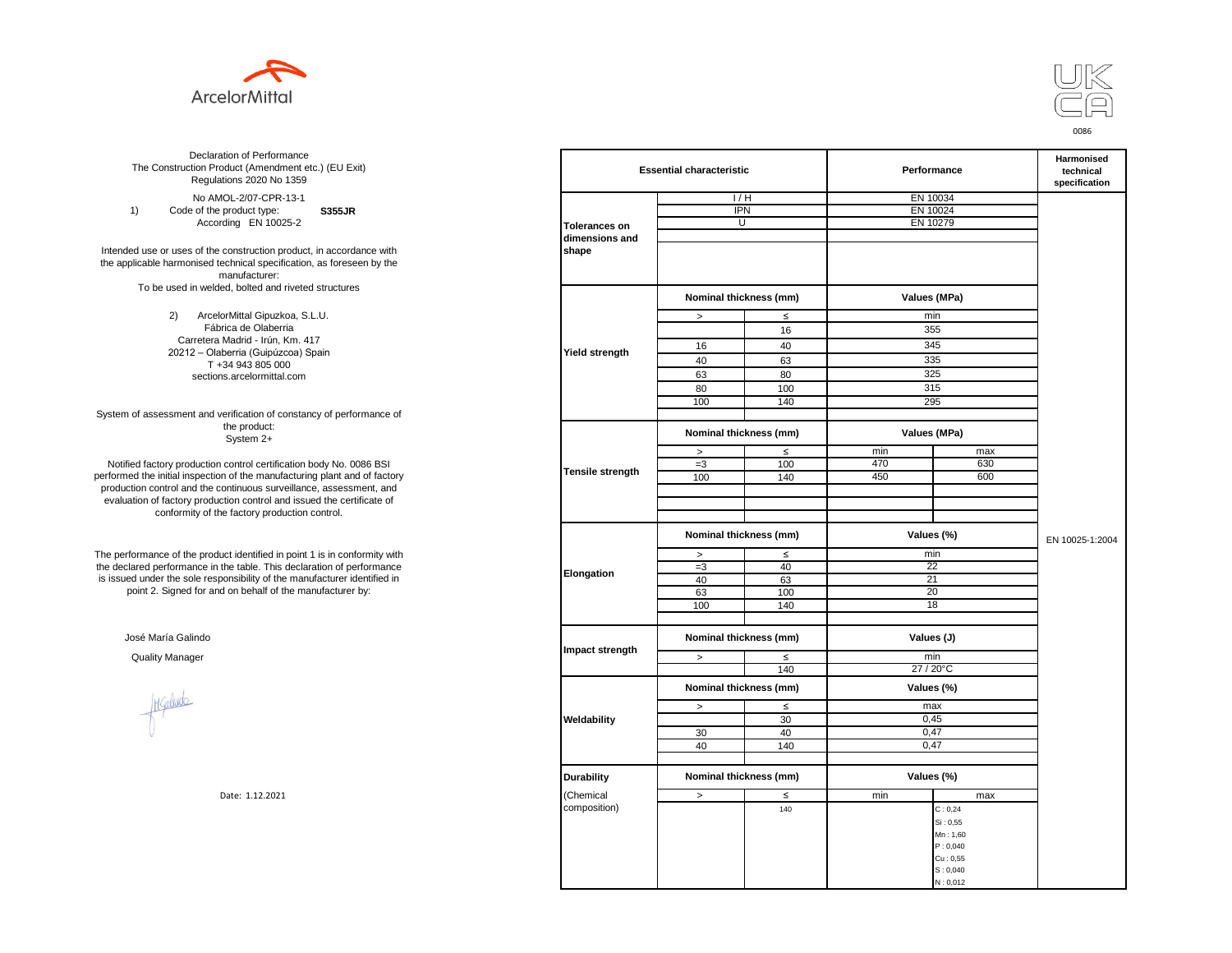ArcelorMittal

UKCA
0086

Declaration of Performance
The Construction Product (Amendment etc.) (EU Exit) Regulations 2020 No 1359

No AMOL-2/07-CPR-13-1

1) Code of the product type: **S355JR**
According EN 10025-2

Intended use or uses of the construction product, in accordance with the applicable harmonised technical specification, as foreseen by the manufacturer:
To be used in welded, bolted and riveted structures

2) ArcelorMittal Gipuzkoa, S.L.U.
Fábrica de Olaberria
Carretera Madrid - Irún, Km. 417
20212 – Olaberria (Guipúzcoa) Spain
T +34 943 805 000
sections.arcelormittal.com

System of assessment and verification of constancy of performance of the product:
System 2+

Notified factory production control certification body No. 0086 BSI performed the initial inspection of the manufacturing plant and of factory production control and the continuous surveillance, assessment, and evaluation of factory production control and issued the certificate of conformity of the factory production control.

The performance of the product identified in point 1 is in conformity with the declared performance in the table. This declaration of performance is issued under the sole responsibility of the manufacturer identified in point 2. Signed for and on behalf of the manufacturer by:

José María Galindo

Quality Manager

Date: 1.12.2021

| Essential characteristic | | | Performance | | Harmonised technical specification |
|---|---|---|---|---|---|
| Tolerances on dimensions and shape | I / H | | EN 10034 | | EN 10025-1:2004 |
| | IPN | | EN 10024 | | |
| | U | | EN 10279 | | |
| Yield strength | Nominal thickness (mm) | | Values (MPa) | | |
| | > | ≤ | min | | |
| | | 16 | 355 | | |
| | 16 | 40 | 345 | | |
| | 40 | 63 | 335 | | |
| | 63 | 80 | 325 | | |
| | 80 | 100 | 315 | | |
| | 100 | 140 | 295 | | |
| Tensile strength | Nominal thickness (mm) | | Values (MPa) | | |
| | > | ≤ | min | max | |
| | =3 | 100 | 470 | 630 | |
| | 100 | 140 | 450 | 600 | |
| Elongation | Nominal thickness (mm) | | Values (%) | | |
| | > | ≤ | min | | |
| | =3 | 40 | 22 | | |
| | 40 | 63 | 21 | | |
| | 63 | 100 | 20 | | |
| | 100 | 140 | 18 | | |
| Impact strength | Nominal thickness (mm) | | Values (J) | | |
| | > | ≤ | min | | |
| | | 140 | 27 / 20°C | | |
| Weldability | Nominal thickness (mm) | | Values (%) | | |
| | > | ≤ | max | | |
| | | 30 | 0,45 | | |
| | 30 | 40 | 0,47 | | |
| | 40 | 140 | 0,47 | | |
| Durability (Chemical composition) | Nominal thickness (mm) | | Values (%) | | |
| | > | ≤ | min | max | |
| | | 140 | | C : 0,24<br>Si : 0,55<br>Mn : 1,60<br>P : 0,040<br>Cu : 0,55<br>S : 0,040<br>N : 0,012 | |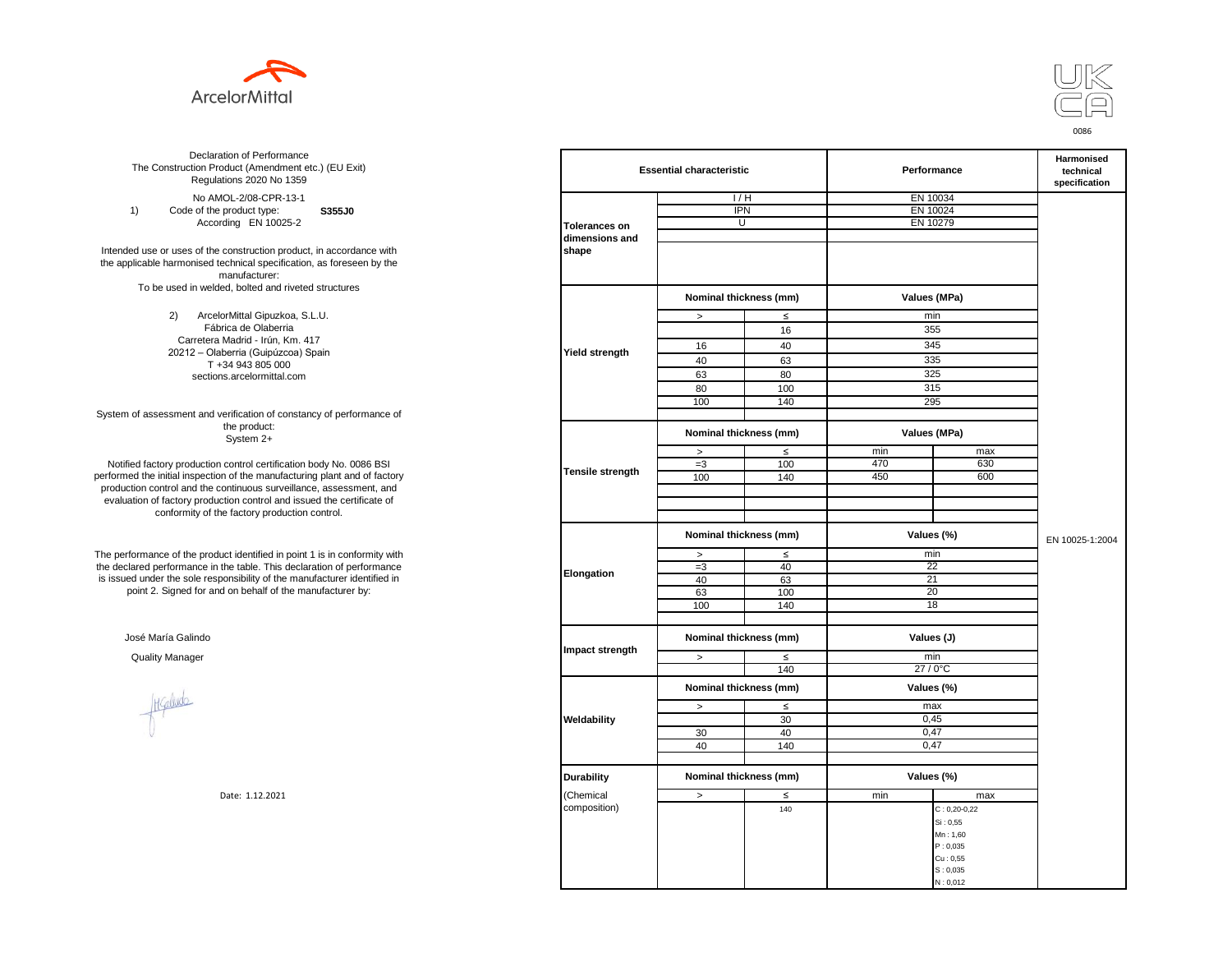ArcelorMittal

UK CA

0086

Declaration of Performance
The Construction Product (Amendment etc.) (EU Exit) Regulations 2020 No 1359

No AMOL-2/08-CPR-13-1

1) Code of the product type: **S355J0**
According EN 10025-2

Intended use or uses of the construction product, in accordance with the applicable harmonised technical specification, as foreseen by the manufacturer:
To be used in welded, bolted and riveted structures

2) ArcelorMittal Gipuzkoa, S.L.U.
Fábrica de Olaberria
Carretera Madrid - Irún, Km. 417
20212 – Olaberria (Guipúzcoa) Spain
T +34 943 805 000
sections.arcelormittal.com

System of assessment and verification of constancy of performance of the product:
System 2+

Notified factory production control certification body No. 0086 BSI performed the initial inspection of the manufacturing plant and of factory production control and the continuous surveillance, assessment, and evaluation of factory production control and issued the certificate of conformity of the factory production control.

The performance of the product identified in point 1 is in conformity with the declared performance in the table. This declaration of performance is issued under the sole responsibility of the manufacturer identified in point 2. Signed for and on behalf of the manufacturer by:

José María Galindo

Quality Manager

Date: 1.12.2021

| Essential characteristic | | | Performance | | Harmonised technical specification |
|---|---|---|---|---|---|
| Tolerances on dimensions and shape | I / H | | EN 10034 | | EN 10025-1:2004 |
| | IPN | | EN 10024 | | |
| | U | | EN 10279 | | |
| Yield strength | Nominal thickness (mm) | | Values (MPa) | | |
| | > | ≤ | min | | |
| | | 16 | 355 | | |
| | 16 | 40 | 345 | | |
| | 40 | 63 | 335 | | |
| | 63 | 80 | 325 | | |
| | 80 | 100 | 315 | | |
| | 100 | 140 | 295 | | |
| Tensile strength | Nominal thickness (mm) | | Values (MPa) | | |
| | > | ≤ | min | max | |
| | =3 | 100 | 470 | 630 | |
| | 100 | 140 | 450 | 600 | |
| Elongation | Nominal thickness (mm) | | Values (%) | | |
| | > | ≤ | min | | |
| | =3 | 40 | 22 | | |
| | 40 | 63 | 21 | | |
| | 63 | 100 | 20 | | |
| | 100 | 140 | 18 | | |
| Impact strength | Nominal thickness (mm) | | Values (J) | | |
| | > | ≤ | min | | |
| | | 140 | 27 / 0°C | | |
| Weldability | Nominal thickness (mm) | | Values (%) | | |
| | > | ≤ | max | | |
| | | 30 | 0,45 | | |
| | 30 | 40 | 0,47 | | |
| | 40 | 140 | 0,47 | | |
| Durability (Chemical composition) | Nominal thickness (mm) | | Values (%) | | |
| | > | ≤ | min | max | |
| | | 140 | | C : 0,20-0,22<br>Si : 0,55<br>Mn : 1,60<br>P : 0,035<br>Cu : 0,55<br>S : 0,035<br>N : 0,012 | |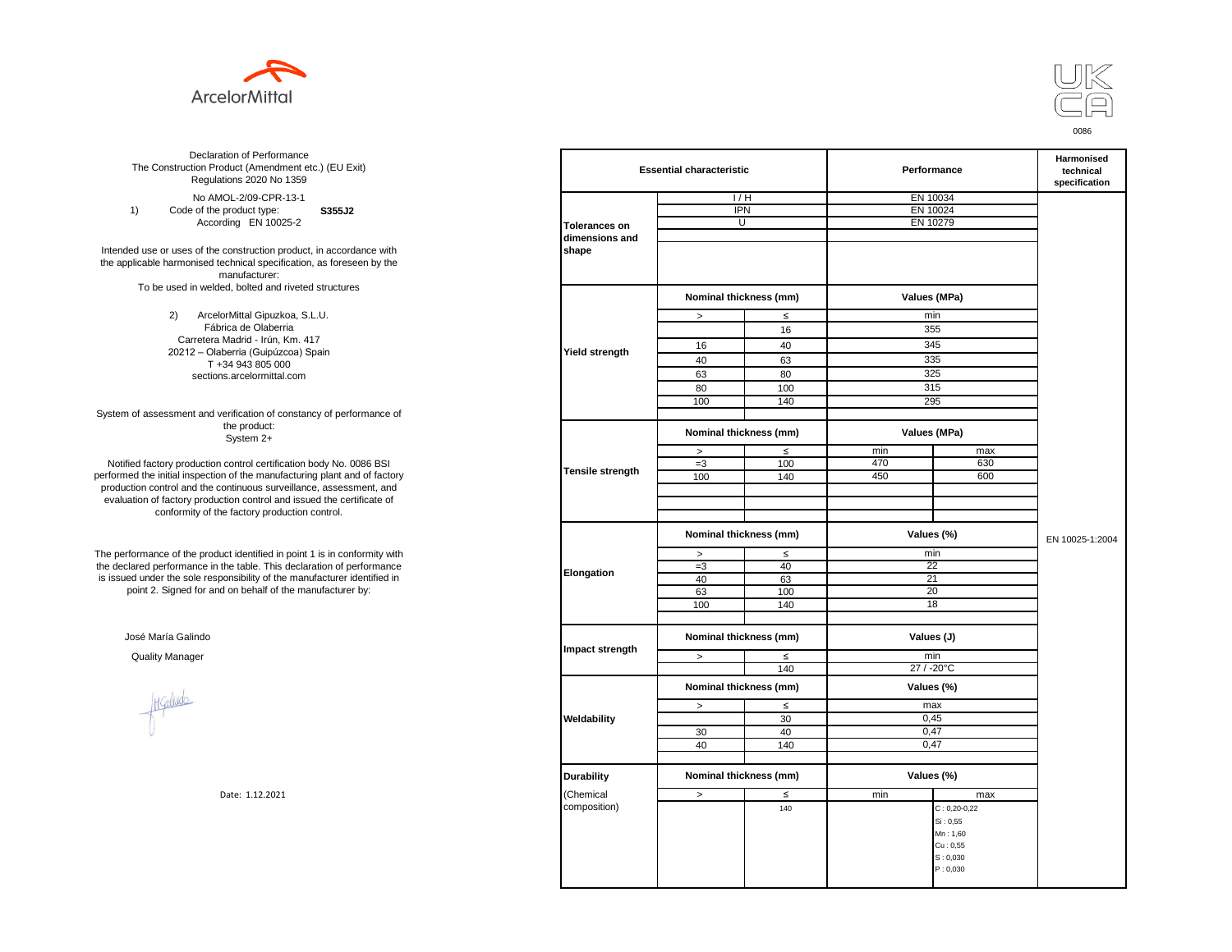ArcelorMittal

UK CA

0086

Declaration of Performance
The Construction Product (Amendment etc.) (EU Exit) Regulations 2020 No 1359

No AMOL-2/09-CPR-13-1

1) Code of the product type: **S355J2**
According EN 10025-2

Intended use or uses of the construction product, in accordance with the applicable harmonised technical specification, as foreseen by the manufacturer:
To be used in welded, bolted and riveted structures

2) ArcelorMittal Gipuzkoa, S.L.U.
Fábrica de Olaberria
Carretera Madrid - Irún, Km. 417
20212 – Olaberria (Guipúzcoa) Spain
T +34 943 805 000
sections.arcelormittal.com

System of assessment and verification of constancy of performance of the product:
System 2+

Notified factory production control certification body No. 0086 BSI performed the initial inspection of the manufacturing plant and of factory production control and the continuous surveillance, assessment, and evaluation of factory production control and issued the certificate of conformity of the factory production control.

The performance of the product identified in point 1 is in conformity with the declared performance in the table. This declaration of performance is issued under the sole responsibility of the manufacturer identified in point 2. Signed for and on behalf of the manufacturer by:

José María Galindo

Quality Manager

Date: 1.12.2021

| Essential characteristic | | | Performance | | Harmonised technical specification |
|---|---|---|---|---|---|
| Tolerances on dimensions and shape | I / H | | EN 10034 | | EN 10025-1:2004 |
| | IPN | | EN 10024 | | |
| | U | | EN 10279 | | |
| Yield strength | Nominal thickness (mm) | | Values (MPa) | | |
| | > | ≤ | min | | |
| | | 16 | 355 | | |
| | 16 | 40 | 345 | | |
| | 40 | 63 | 335 | | |
| | 63 | 80 | 325 | | |
| | 80 | 100 | 315 | | |
| | 100 | 140 | 295 | | |
| Tensile strength | Nominal thickness (mm) | | Values (MPa) | | |
| | > | ≤ | min | max | |
| | =3 | 100 | 470 | 630 | |
| | 100 | 140 | 450 | 600 | |
| Elongation | Nominal thickness (mm) | | Values (%) | | |
| | > | ≤ | min | | |
| | =3 | 40 | 22 | | |
| | 40 | 63 | 21 | | |
| | 63 | 100 | 20 | | |
| | 100 | 140 | 18 | | |
| Impact strength | Nominal thickness (mm) | | Values (J) | | |
| | > | ≤ | min | | |
| | | 140 | 27 / -20°C | | |
| Weldability | Nominal thickness (mm) | | Values (%) | | |
| | > | ≤ | max | | |
| | | 30 | 0,45 | | |
| | 30 | 40 | 0,47 | | |
| | 40 | 140 | 0,47 | | |
| Durability (Chemical composition) | Nominal thickness (mm) | | Values (%) | | |
| | > | ≤ | min | max | |
| | | 140 | | C : 0,20-0,22<br>Si : 0,55<br>Mn : 1,60<br>Cu : 0,55<br>S : 0,030<br>P : 0,030 | |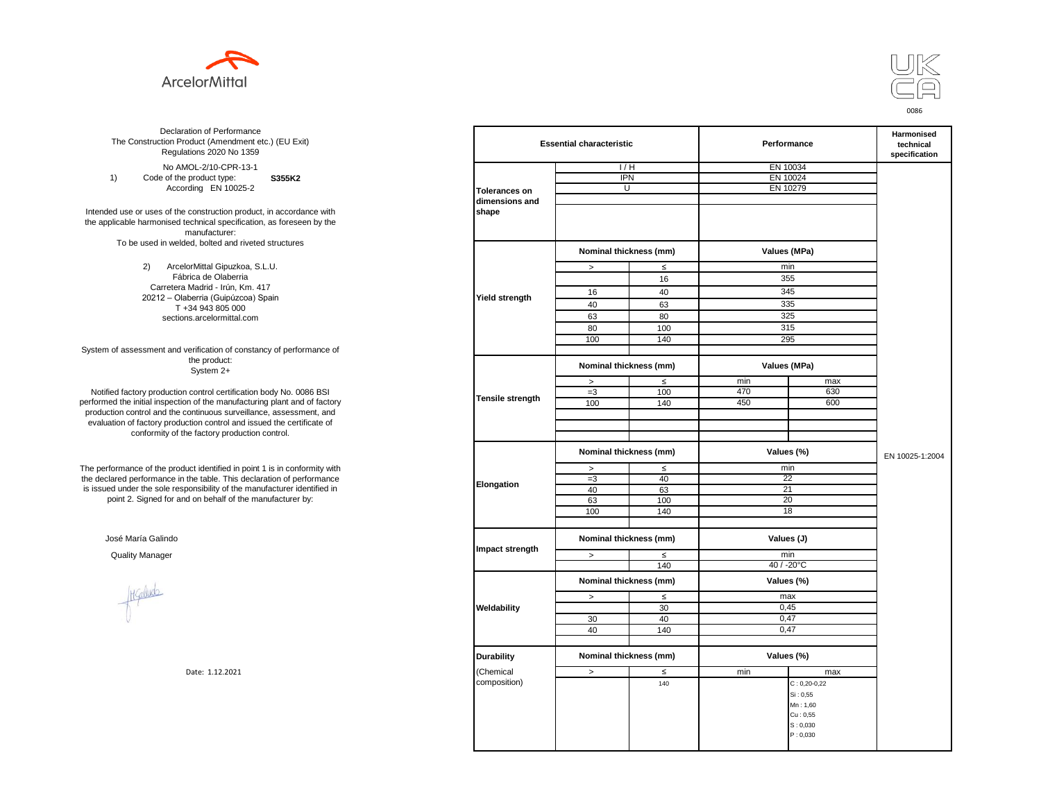ArcelorMittal

UK CA

0086

Declaration of Performance
The Construction Product (Amendment etc.) (EU Exit) Regulations 2020 No 1359

No AMOL-2/10-CPR-13-1

1) Code of the product type: **S355K2**
According EN 10025-2

Intended use or uses of the construction product, in accordance with the applicable harmonised technical specification, as foreseen by the manufacturer:
To be used in welded, bolted and riveted structures

2) ArcelorMittal Gipuzkoa, S.L.U.
Fábrica de Olaberria
Carretera Madrid - Irún, Km. 417
20212 – Olaberria (Guipúzcoa) Spain
T +34 943 805 000
sections.arcelormittal.com

System of assessment and verification of constancy of performance of the product:
System 2+

Notified factory production control certification body No. 0086 BSI performed the initial inspection of the manufacturing plant and of factory production control and the continuous surveillance, assessment, and evaluation of factory production control and issued the certificate of conformity of the factory production control.

The performance of the product identified in point 1 is in conformity with the declared performance in the table. This declaration of performance is issued under the sole responsibility of the manufacturer identified in point 2. Signed for and on behalf of the manufacturer by:

José María Galindo

Quality Manager

Date: 1.12.2021

| Essential characteristic | | | Performance | | Harmonised technical specification |
|---|---|---|---|---|---|
| Tolerances on dimensions and shape | I / H | | EN 10034 | | EN 10025-1:2004 |
| | IPN | | EN 10024 | | |
| | U | | EN 10279 | | |
| Yield strength | Nominal thickness (mm) | | Values (MPa) | | |
| | > | ≤ | min | | |
| | | 16 | 355 | | |
| | 16 | 40 | 345 | | |
| | 40 | 63 | 335 | | |
| | 63 | 80 | 325 | | |
| | 80 | 100 | 315 | | |
| | 100 | 140 | 295 | | |
| Tensile strength | Nominal thickness (mm) | | Values (MPa) | | |
| | > | ≤ | min | max | |
| | =3 | 100 | 470 | 630 | |
| | 100 | 140 | 450 | 600 | |
| Elongation | Nominal thickness (mm) | | Values (%) | | |
| | > | ≤ | min | | |
| | =3 | 40 | 22 | | |
| | 40 | 63 | 21 | | |
| | 63 | 100 | 20 | | |
| | 100 | 140 | 18 | | |
| Impact strength | Nominal thickness (mm) | | Values (J) | | |
| | > | ≤ | min | | |
| | | 140 | 40 / -20°C | | |
| Weldability | Nominal thickness (mm) | | Values (%) | | |
| | > | ≤ | max | | |
| | | 30 | 0,45 | | |
| | 30 | 40 | 0,47 | | |
| | 40 | 140 | 0,47 | | |
| Durability (Chemical composition) | Nominal thickness (mm) | | Values (%) | | |
| | > | ≤ | min | max | |
| | | 140 | | C : 0,20-0,22<br>Si : 0,55<br>Mn : 1,60<br>Cu : 0,55<br>S : 0,030<br>P : 0,030 | |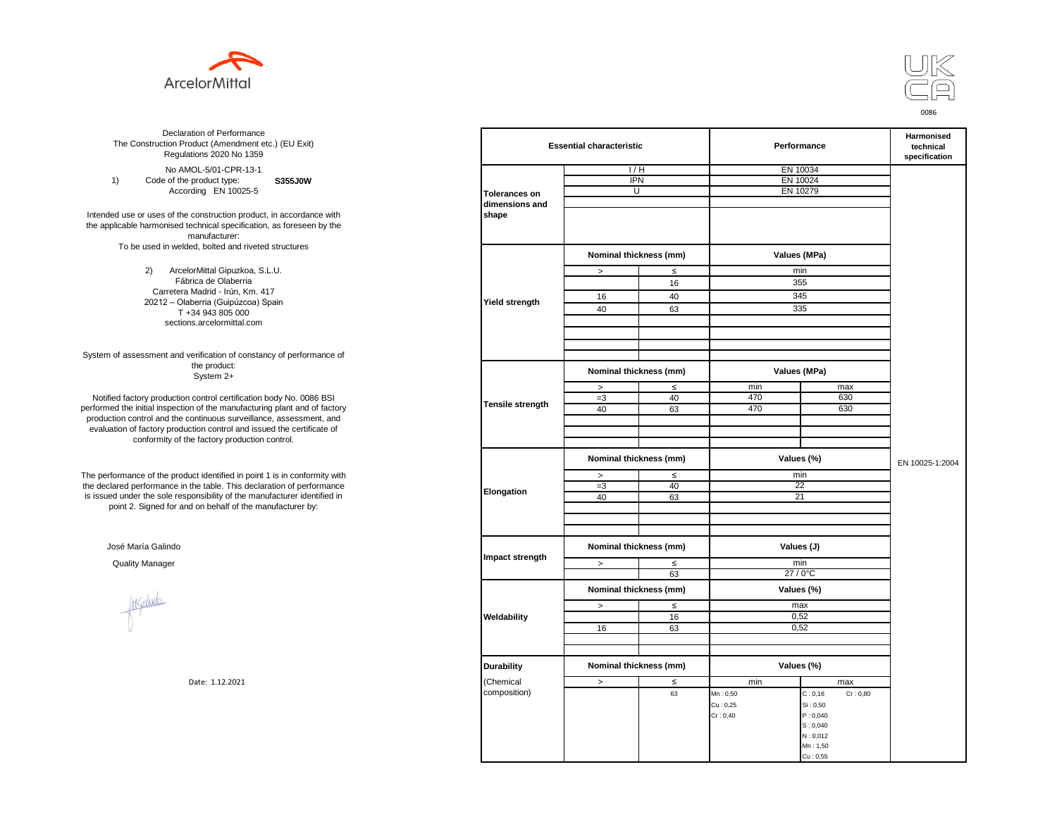ArcelorMittal

UK CA
0086

Declaration of Performance
The Construction Product (Amendment etc.) (EU Exit) Regulations 2020 No 1359

No AMOL-5/01-CPR-13-1

1) Code of the product type: **S355J0W**
According EN 10025-5

Intended use or uses of the construction product, in accordance with the applicable harmonised technical specification, as foreseen by the manufacturer:
To be used in welded, bolted and riveted structures

2) ArcelorMittal Gipuzkoa, S.L.U.
Fábrica de Olaberria
Carretera Madrid - Irún, Km. 417
20212 – Olaberria (Guipúzcoa) Spain
T +34 943 805 000
sections.arcelormittal.com

System of assessment and verification of constancy of performance of the product:
System 2+

Notified factory production control certification body No. 0086 BSI performed the initial inspection of the manufacturing plant and of factory production control and the continuous surveillance, assessment, and evaluation of factory production control and issued the certificate of conformity of the factory production control.

The performance of the product identified in point 1 is in conformity with the declared performance in the table. This declaration of performance is issued under the sole responsibility of the manufacturer identified in point 2. Signed for and on behalf of the manufacturer by:

José María Galindo

Quality Manager

Date: 1.12.2021

| Essential characteristic | | | Performance | | Harmonised technical specification |
|---|---|---|---|---|---|
| Tolerances on dimensions and shape | I / H | | EN 10034 | | EN 10025-1:2004 |
| | IPN | | EN 10024 | | |
| | U | | EN 10279 | | |
| Yield strength | Nominal thickness (mm) | | Values (MPa) | | |
| | > | ≤ | min | | |
| | | 16 | 355 | | |
| | 16 | 40 | 345 | | |
| | 40 | 63 | 335 | | |
| Tensile strength | Nominal thickness (mm) | | Values (MPa) | | |
| | > | ≤ | min | max | |
| | =3 | 40 | 470 | 630 | |
| | 40 | 63 | 470 | 630 | |
| Elongation | Nominal thickness (mm) | | Values (%) | | |
| | > | ≤ | min | | |
| | =3 | 40 | 22 | | |
| | 40 | 63 | 21 | | |
| Impact strength | Nominal thickness (mm) | | Values (J) | | |
| | > | ≤ | min | | |
| | | 63 | 27 / 0°C | | |
| Weldability | Nominal thickness (mm) | | Values (%) | | |
| | > | ≤ | max | | |
| | | 16 | 0,52 | | |
| | 16 | 63 | 0,52 | | |
| Durability (Chemical composition) | Nominal thickness (mm) | | Values (%) | | |
| | > | ≤ | min | max | |
| | | 63 | Mn : 0,50<br>Cu : 0,25<br>Cr : 0,40 | C : 0,16 Cr : 0,80<br>Si : 0,50<br>P : 0,040<br>S : 0,040<br>N : 0,012<br>Mn : 1,50<br>Cu : 0,55 | |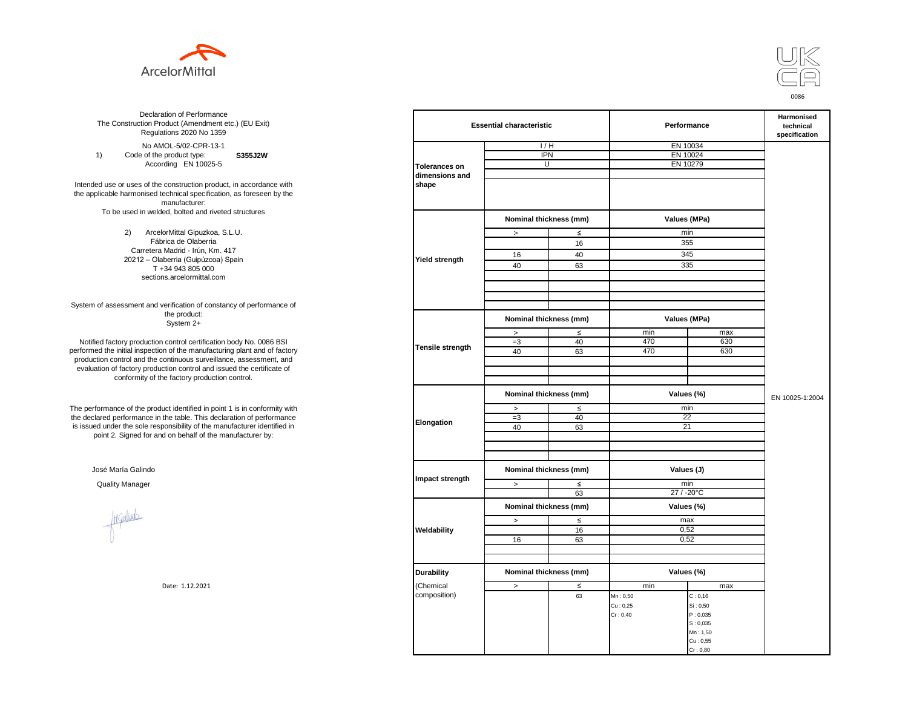ArcelorMittal

UKCA

0086

Declaration of Performance
The Construction Product (Amendment etc.) (EU Exit) Regulations 2020 No 1359

No AMOL-5/02-CPR-13-1

1) Code of the product type: **S355J2W**
According EN 10025-5

Intended use or uses of the construction product, in accordance with the applicable harmonised technical specification, as foreseen by the manufacturer:
To be used in welded, bolted and riveted structures

2) ArcelorMittal Gipuzkoa, S.L.U.
Fábrica de Olaberria
Carretera Madrid - Irún, Km. 417
20212 – Olaberria (Guipúzcoa) Spain
T +34 943 805 000
sections.arcelormittal.com

System of assessment and verification of constancy of performance of the product:
System 2+

Notified factory production control certification body No. 0086 BSI performed the initial inspection of the manufacturing plant and of factory production control and the continuous surveillance, assessment, and evaluation of factory production control and issued the certificate of conformity of the factory production control.

The performance of the product identified in point 1 is in conformity with the declared performance in the table. This declaration of performance is issued under the sole responsibility of the manufacturer identified in point 2. Signed for and on behalf of the manufacturer by:

José María Galindo

Quality Manager

Date: 1.12.2021

| Essential characteristic | | | Performance | | Harmonised technical specification |
|---|---|---|---|---|---|
| Tolerances on dimensions and shape | I / H | | EN 10034 | | EN 10025-1:2004 |
| | IPN | | EN 10024 | | |
| | U | | EN 10279 | | |
| Yield strength | Nominal thickness (mm) | | Values (MPa) | | |
| | > | ≤ | min | | |
| | | 16 | 355 | | |
| | 16 | 40 | 345 | | |
| | 40 | 63 | 335 | | |
| Tensile strength | Nominal thickness (mm) | | Values (MPa) | | |
| | > | ≤ | min | max | |
| | =3 | 40 | 470 | 630 | |
| | 40 | 63 | 470 | 630 | |
| Elongation | Nominal thickness (mm) | | Values (%) | | |
| | > | ≤ | min | | |
| | =3 | 40 | 22 | | |
| | 40 | 63 | 21 | | |
| Impact strength | Nominal thickness (mm) | | Values (J) | | |
| | > | ≤ | min | | |
| | | 63 | 27 / -20°C | | |
| Weldability | Nominal thickness (mm) | | Values (%) | | |
| | > | ≤ | max | | |
| | | 16 | 0,52 | | |
| | 16 | 63 | 0,52 | | |
| Durability (Chemical composition) | Nominal thickness (mm) | | Values (%) | | |
| | > | ≤ | min | max | |
| | | 63 | Mn : 0,50<br>Cu : 0,25<br>Cr : 0,40 | C : 0,16<br>Si : 0,50<br>P : 0,035<br>S : 0,035<br>Mn : 1,50<br>Cu : 0,55<br>Cr : 0,80 | |